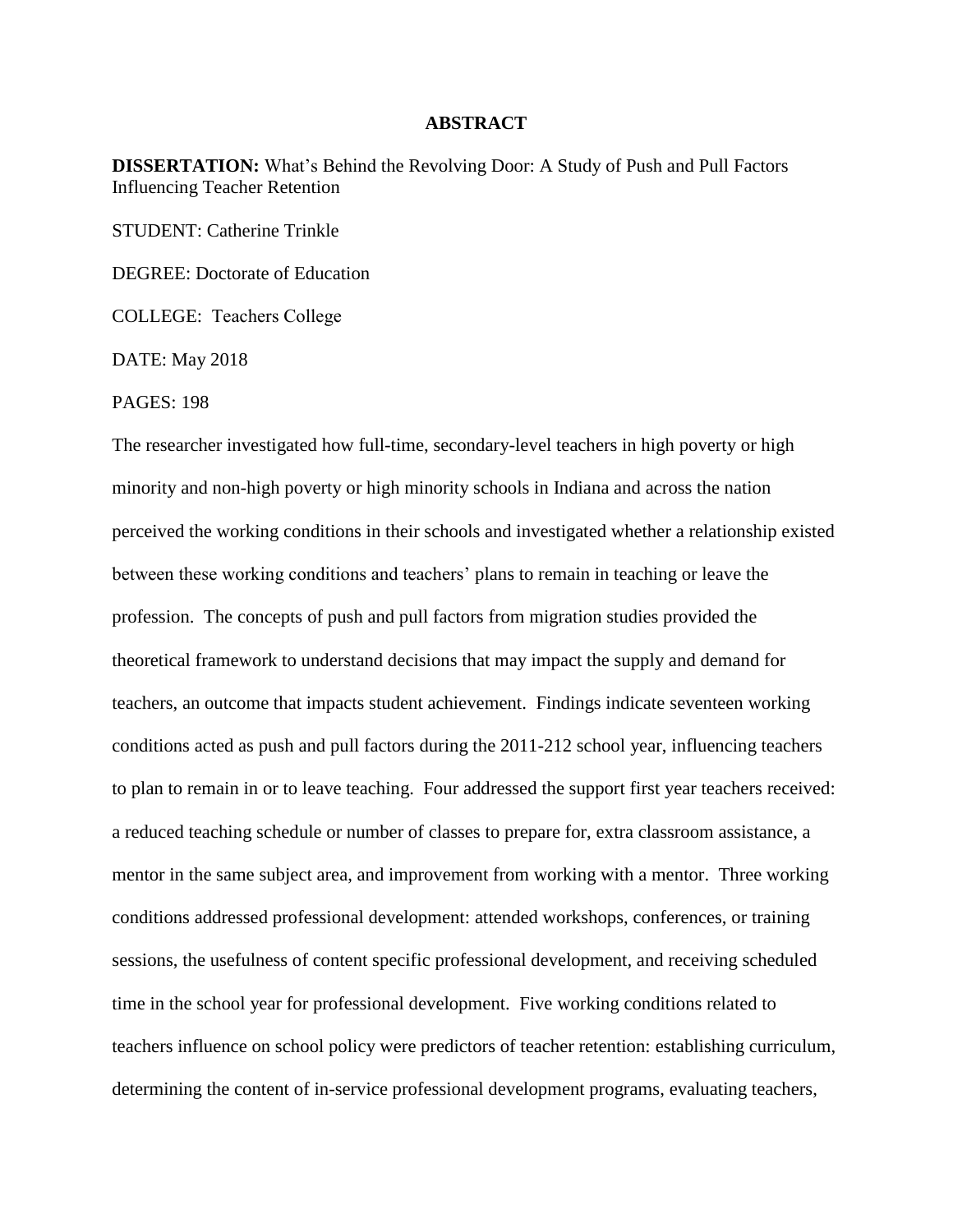# ABSTRACT

**DISSERTATION:** What's Behind the Revolving Door: A Study of Push and Pull Factors Influencing Teacher Retention

STUDENT: Catherine Trinkle

DEGREE: Doctorate of Education

COLLEGE: Teachers College

DATE: May 2018

PAGES: 198

The researcher investigated how full-time, secondary-level teachers in high poverty or high minority and non-high poverty or high minority schools in Indiana and across the nation perceived the working conditions in their schools and investigated whether a relationship existed between these working conditions and teachers' plans to remain in teaching or leave the profession. The concepts of push and pull factors from migration studies provided the theoretical framework to understand decisions that may impact the supply and demand for teachers, an outcome that impacts student achievement. Findings indicate seventeen working conditions acted as push and pull factors during the 2011-212 school year, influencing teachers to plan to remain in or to leave teaching. Four addressed the support first year teachers received: a reduced teaching schedule or number of classes to prepare for, extra classroom assistance, a mentor in the same subject area, and improvement from working with a mentor. Three working conditions addressed professional development: attended workshops, conferences, or training sessions, the usefulness of content specific professional development, and receiving scheduled time in the school year for professional development. Five working conditions related to teachers influence on school policy were predictors of teacher retention: establishing curriculum, determining the content of in-service professional development programs, evaluating teachers,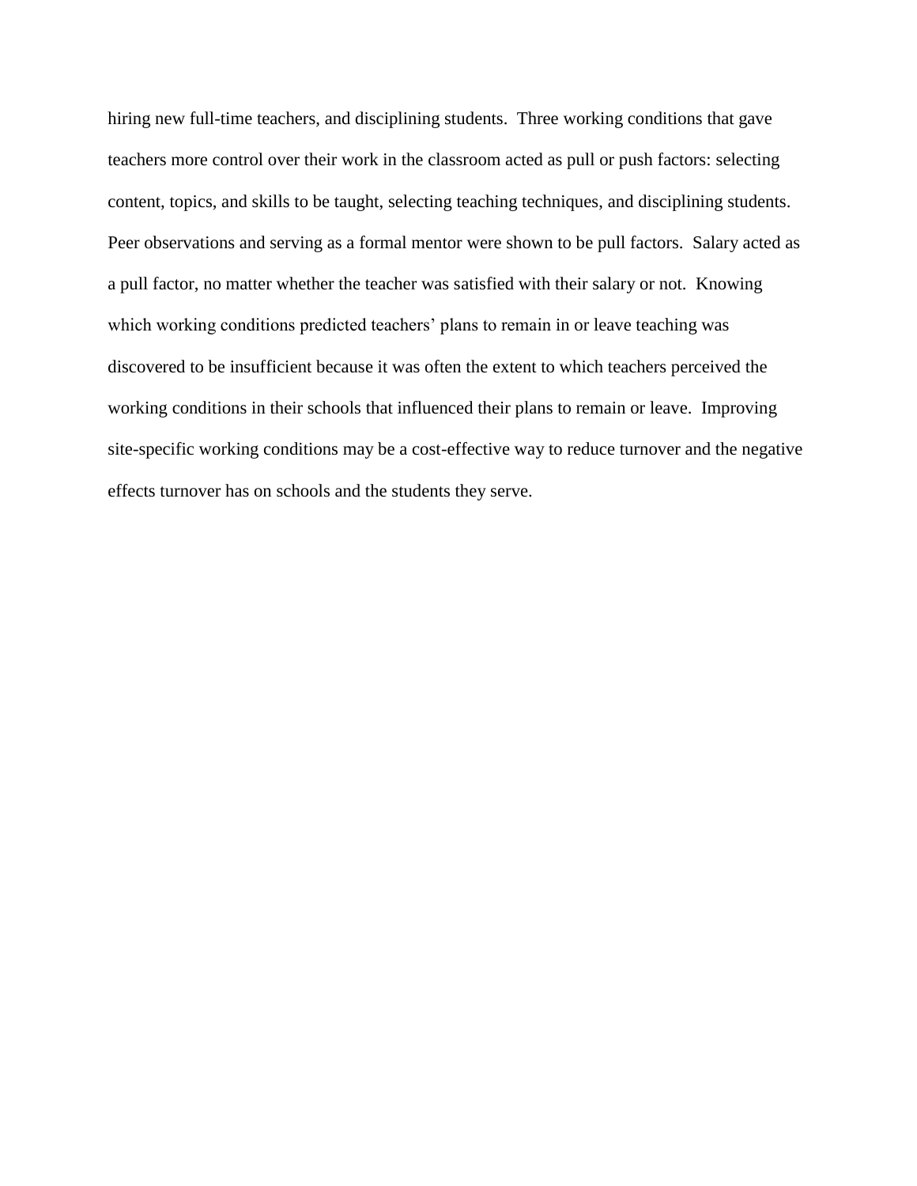hiring new full-time teachers, and disciplining students. Three working conditions that gave teachers more control over their work in the classroom acted as pull or push factors: selecting content, topics, and skills to be taught, selecting teaching techniques, and disciplining students. Peer observations and serving as a formal mentor were shown to be pull factors. Salary acted as a pull factor, no matter whether the teacher was satisfied with their salary or not. Knowing which working conditions predicted teachers' plans to remain in or leave teaching was discovered to be insufficient because it was often the extent to which teachers perceived the working conditions in their schools that influenced their plans to remain or leave. Improving site-specific working conditions may be a cost-effective way to reduce turnover and the negative effects turnover has on schools and the students they serve.